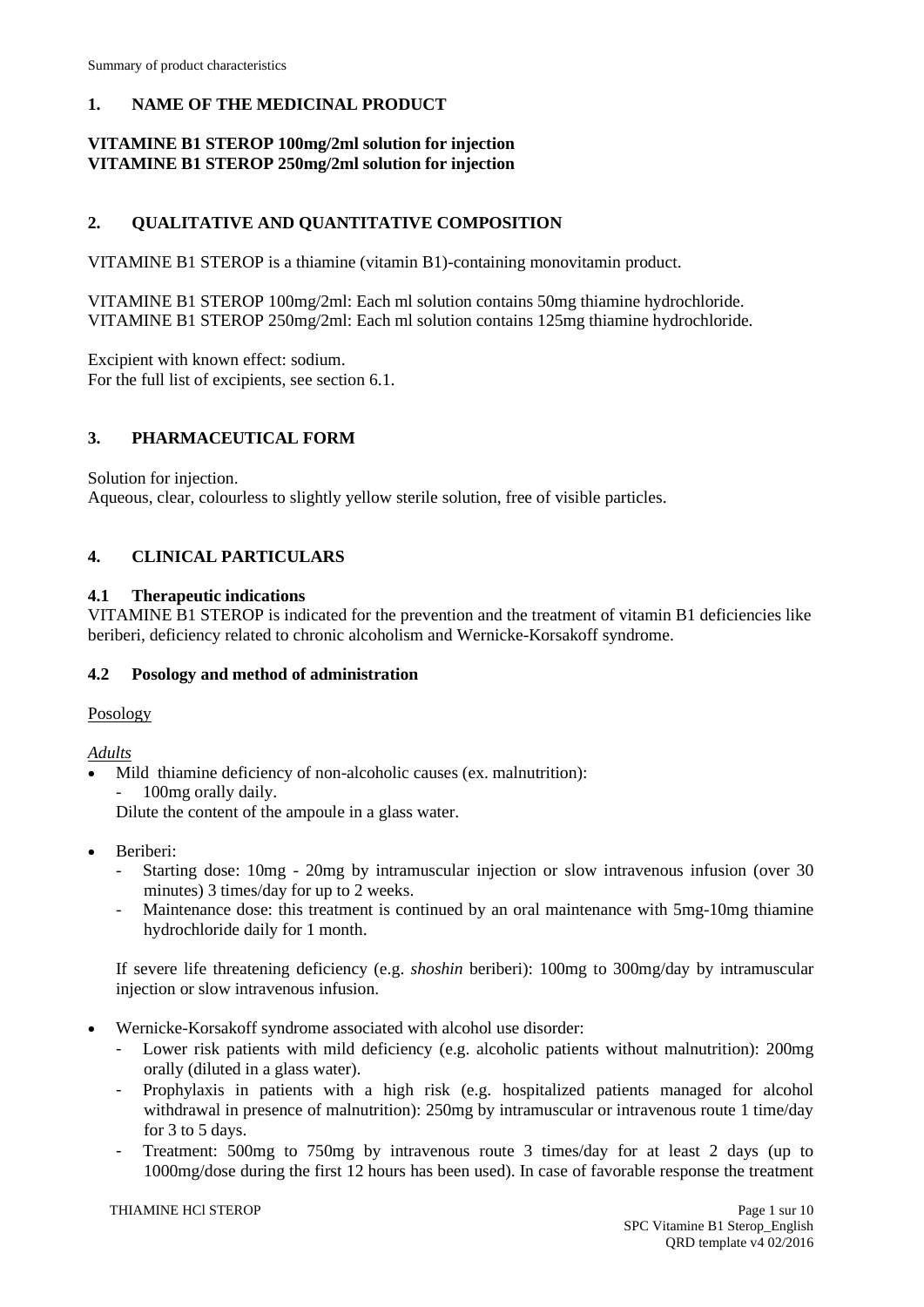## 1. NAME OF THE MEDICINAL PRODUCT

**VITAMINE B1 STEROP 100mg/2ml solution for injection**
**VITAMINE B1 STEROP 250mg/2ml solution for injection**

## 2. QUALITATIVE AND QUANTITATIVE COMPOSITION

VITAMINE B1 STEROP is a thiamine (vitamin B1)-containing monovitamin product.

VITAMINE B1 STEROP 100mg/2ml: Each ml solution contains 50mg thiamine hydrochloride.
VITAMINE B1 STEROP 250mg/2ml: Each ml solution contains 125mg thiamine hydrochloride.

Excipient with known effect: sodium.
For the full list of excipients, see section 6.1.

## 3. PHARMACEUTICAL FORM

Solution for injection.
Aqueous, clear, colourless to slightly yellow sterile solution, free of visible particles.

## 4. CLINICAL PARTICULARS

### 4.1 Therapeutic indications

VITAMINE B1 STEROP is indicated for the prevention and the treatment of vitamin B1 deficiencies like beriberi, deficiency related to chronic alcoholism and Wernicke-Korsakoff syndrome.

### 4.2 Posology and method of administration

Posology

*Adults*

- Mild thiamine deficiency of non-alcoholic causes (ex. malnutrition):
  - 100mg orally daily.

  Dilute the content of the ampoule in a glass water.

- Beriberi:
  - Starting dose: 10mg - 20mg by intramuscular injection or slow intravenous infusion (over 30 minutes) 3 times/day for up to 2 weeks.
  - Maintenance dose: this treatment is continued by an oral maintenance with 5mg-10mg thiamine hydrochloride daily for 1 month.

  If severe life threatening deficiency (e.g. *shoshin* beriberi): 100mg to 300mg/day by intramuscular injection or slow intravenous infusion.

- Wernicke-Korsakoff syndrome associated with alcohol use disorder:
  - Lower risk patients with mild deficiency (e.g. alcoholic patients without malnutrition): 200mg orally (diluted in a glass water).
  - Prophylaxis in patients with a high risk (e.g. hospitalized patients managed for alcohol withdrawal in presence of malnutrition): 250mg by intramuscular or intravenous route 1 time/day for 3 to 5 days.
  - Treatment: 500mg to 750mg by intravenous route 3 times/day for at least 2 days (up to 1000mg/dose during the first 12 hours has been used). In case of favorable response the treatment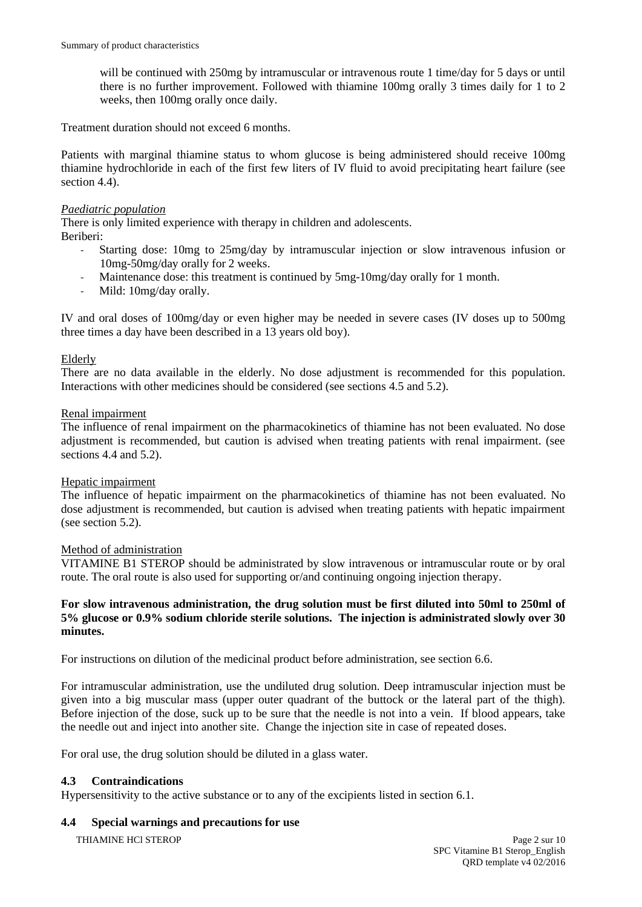will be continued with 250mg by intramuscular or intravenous route 1 time/day for 5 days or until there is no further improvement. Followed with thiamine 100mg orally 3 times daily for 1 to 2 weeks, then 100mg orally once daily.

Treatment duration should not exceed 6 months.

Patients with marginal thiamine status to whom glucose is being administered should receive 100mg thiamine hydrochloride in each of the first few liters of IV fluid to avoid precipitating heart failure (see section 4.4).

*Paediatric population*

There is only limited experience with therapy in children and adolescents.

Beriberi:

- Starting dose: 10mg to 25mg/day by intramuscular injection or slow intravenous infusion or 10mg-50mg/day orally for 2 weeks.
- Maintenance dose: this treatment is continued by 5mg-10mg/day orally for 1 month.
- Mild: 10mg/day orally.

IV and oral doses of 100mg/day or even higher may be needed in severe cases (IV doses up to 500mg three times a day have been described in a 13 years old boy).

Elderly

There are no data available in the elderly. No dose adjustment is recommended for this population. Interactions with other medicines should be considered (see sections 4.5 and 5.2).

Renal impairment

The influence of renal impairment on the pharmacokinetics of thiamine has not been evaluated. No dose adjustment is recommended, but caution is advised when treating patients with renal impairment. (see sections 4.4 and 5.2).

Hepatic impairment

The influence of hepatic impairment on the pharmacokinetics of thiamine has not been evaluated. No dose adjustment is recommended, but caution is advised when treating patients with hepatic impairment (see section 5.2).

Method of administration

VITAMINE B1 STEROP should be administrated by slow intravenous or intramuscular route or by oral route. The oral route is also used for supporting or/and continuing ongoing injection therapy.

**For slow intravenous administration, the drug solution must be first diluted into 50ml to 250ml of 5% glucose or 0.9% sodium chloride sterile solutions. The injection is administrated slowly over 30 minutes.**

For instructions on dilution of the medicinal product before administration, see section 6.6.

For intramuscular administration, use the undiluted drug solution. Deep intramuscular injection must be given into a big muscular mass (upper outer quadrant of the buttock or the lateral part of the thigh). Before injection of the dose, suck up to be sure that the needle is not into a vein. If blood appears, take the needle out and inject into another site. Change the injection site in case of repeated doses.

For oral use, the drug solution should be diluted in a glass water.

## 4.3 Contraindications

Hypersensitivity to the active substance or to any of the excipients listed in section 6.1.

## 4.4 Special warnings and precautions for use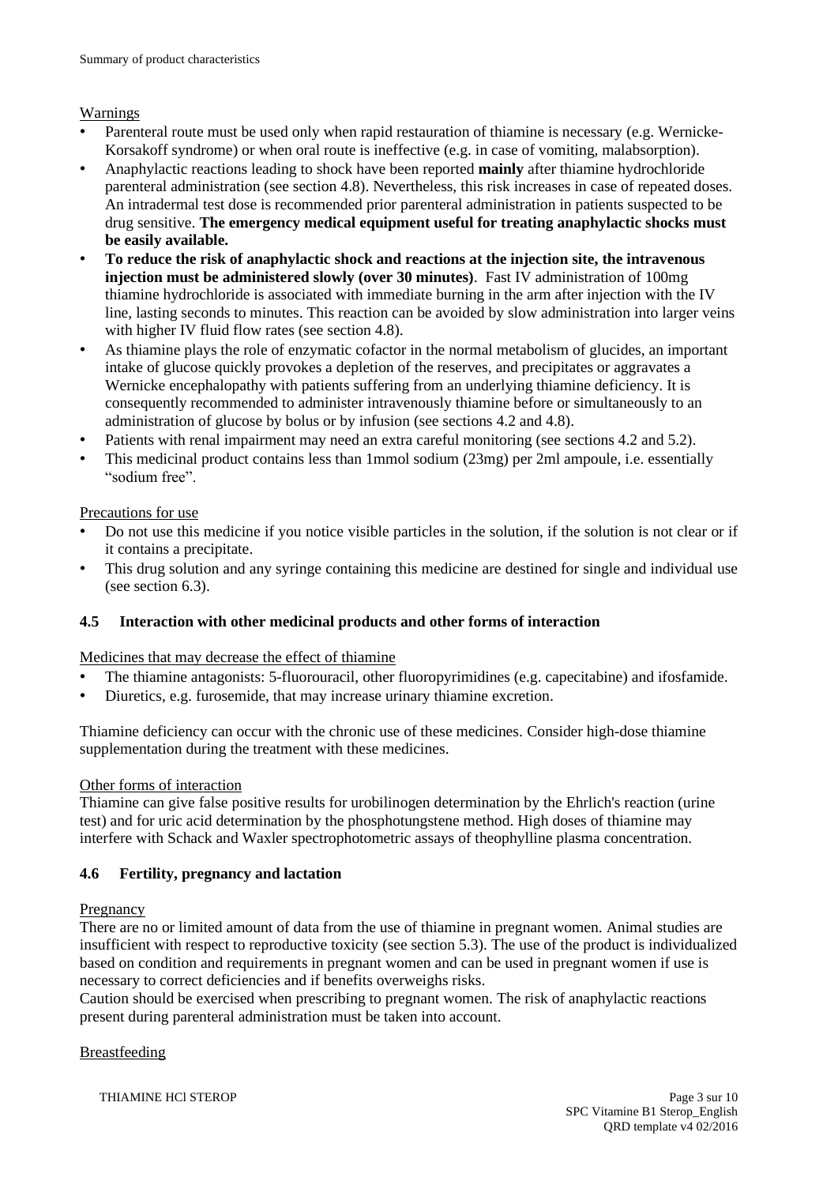Warnings

- Parenteral route must be used only when rapid restauration of thiamine is necessary (e.g. Wernicke-Korsakoff syndrome) or when oral route is ineffective (e.g. in case of vomiting, malabsorption).
- Anaphylactic reactions leading to shock have been reported **mainly** after thiamine hydrochloride parenteral administration (see section 4.8). Nevertheless, this risk increases in case of repeated doses. An intradermal test dose is recommended prior parenteral administration in patients suspected to be drug sensitive. **The emergency medical equipment useful for treating anaphylactic shocks must be easily available.**
- **To reduce the risk of anaphylactic shock and reactions at the injection site, the intravenous injection must be administered slowly (over 30 minutes)**. Fast IV administration of 100mg thiamine hydrochloride is associated with immediate burning in the arm after injection with the IV line, lasting seconds to minutes. This reaction can be avoided by slow administration into larger veins with higher IV fluid flow rates (see section 4.8).
- As thiamine plays the role of enzymatic cofactor in the normal metabolism of glucides, an important intake of glucose quickly provokes a depletion of the reserves, and precipitates or aggravates a Wernicke encephalopathy with patients suffering from an underlying thiamine deficiency. It is consequently recommended to administer intravenously thiamine before or simultaneously to an administration of glucose by bolus or by infusion (see sections 4.2 and 4.8).
- Patients with renal impairment may need an extra careful monitoring (see sections 4.2 and 5.2).
- This medicinal product contains less than 1mmol sodium (23mg) per 2ml ampoule, i.e. essentially "sodium free".

Precautions for use

- Do not use this medicine if you notice visible particles in the solution, if the solution is not clear or if it contains a precipitate.
- This drug solution and any syringe containing this medicine are destined for single and individual use (see section 6.3).

### 4.5 Interaction with other medicinal products and other forms of interaction

Medicines that may decrease the effect of thiamine

- The thiamine antagonists: 5-fluorouracil, other fluoropyrimidines (e.g. capecitabine) and ifosfamide.
- Diuretics, e.g. furosemide, that may increase urinary thiamine excretion.

Thiamine deficiency can occur with the chronic use of these medicines. Consider high-dose thiamine supplementation during the treatment with these medicines.

Other forms of interaction

Thiamine can give false positive results for urobilinogen determination by the Ehrlich's reaction (urine test) and for uric acid determination by the phosphotungstene method. High doses of thiamine may interfere with Schack and Waxler spectrophotometric assays of theophylline plasma concentration.

### 4.6 Fertility, pregnancy and lactation

Pregnancy

There are no or limited amount of data from the use of thiamine in pregnant women. Animal studies are insufficient with respect to reproductive toxicity (see section 5.3). The use of the product is individualized based on condition and requirements in pregnant women and can be used in pregnant women if use is necessary to correct deficiencies and if benefits overweighs risks.

Caution should be exercised when prescribing to pregnant women. The risk of anaphylactic reactions present during parenteral administration must be taken into account.

Breastfeeding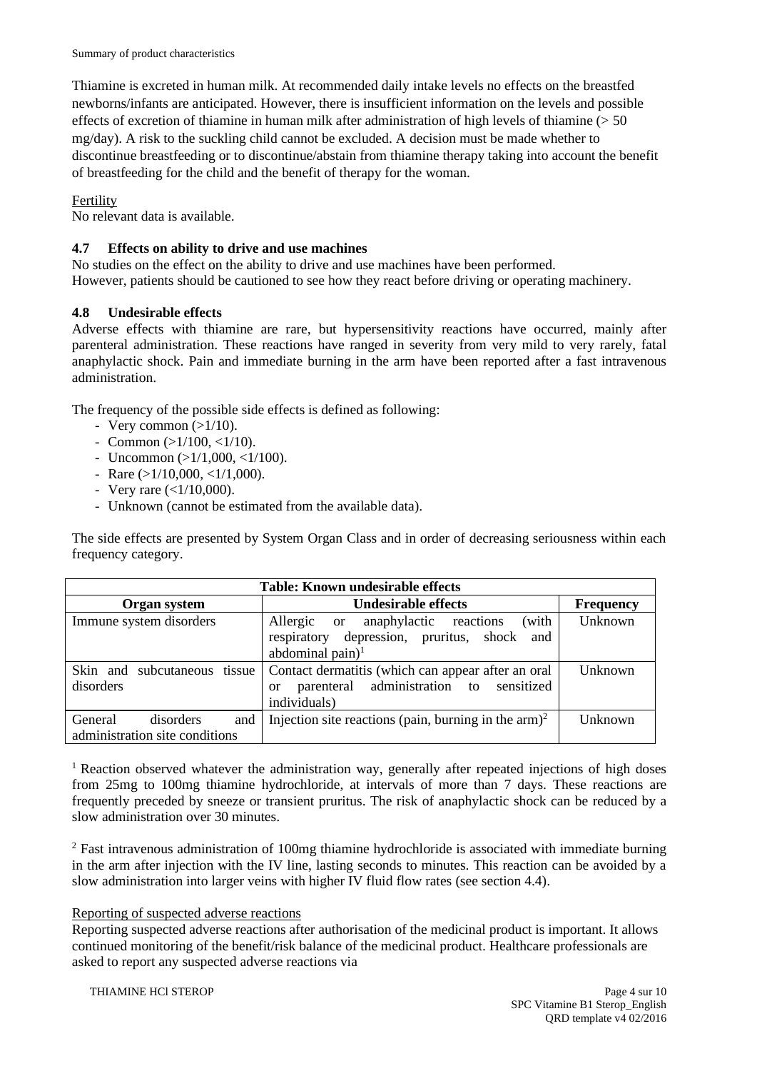Thiamine is excreted in human milk. At recommended daily intake levels no effects on the breastfed newborns/infants are anticipated. However, there is insufficient information on the levels and possible effects of excretion of thiamine in human milk after administration of high levels of thiamine (> 50 mg/day). A risk to the suckling child cannot be excluded. A decision must be made whether to discontinue breastfeeding or to discontinue/abstain from thiamine therapy taking into account the benefit of breastfeeding for the child and the benefit of therapy for the woman.

Fertility

No relevant data is available.

### 4.7 Effects on ability to drive and use machines

No studies on the effect on the ability to drive and use machines have been performed.
However, patients should be cautioned to see how they react before driving or operating machinery.

### 4.8 Undesirable effects

Adverse effects with thiamine are rare, but hypersensitivity reactions have occurred, mainly after parenteral administration. These reactions have ranged in severity from very mild to very rarely, fatal anaphylactic shock. Pain and immediate burning in the arm have been reported after a fast intravenous administration.

The frequency of the possible side effects is defined as following:

- Very common (>1/10).
- Common (>1/100, <1/10).
- Uncommon (>1/1,000, <1/100).
- Rare (>1/10,000, <1/1,000).
- Very rare (<1/10,000).
- Unknown (cannot be estimated from the available data).

The side effects are presented by System Organ Class and in order of decreasing seriousness within each frequency category.

| Table: Known undesirable effects | | |
|---|---|---|
| **Organ system** | **Undesirable effects** | **Frequency** |
| Immune system disorders | Allergic or anaphylactic reactions (with respiratory depression, pruritus, shock and abdominal pain)[1] | Unknown |
| Skin and subcutaneous tissue disorders | Contact dermatitis (which can appear after an oral or parenteral administration to sensitized individuals) | Unknown |
| General disorders and administration site conditions | Injection site reactions (pain, burning in the arm)[2] | Unknown |

[1] Reaction observed whatever the administration way, generally after repeated injections of high doses from 25mg to 100mg thiamine hydrochloride, at intervals of more than 7 days. These reactions are frequently preceded by sneeze or transient pruritus. The risk of anaphylactic shock can be reduced by a slow administration over 30 minutes.

[2] Fast intravenous administration of 100mg thiamine hydrochloride is associated with immediate burning in the arm after injection with the IV line, lasting seconds to minutes. This reaction can be avoided by a slow administration into larger veins with higher IV fluid flow rates (see section 4.4).

Reporting of suspected adverse reactions

Reporting suspected adverse reactions after authorisation of the medicinal product is important. It allows continued monitoring of the benefit/risk balance of the medicinal product. Healthcare professionals are asked to report any suspected adverse reactions via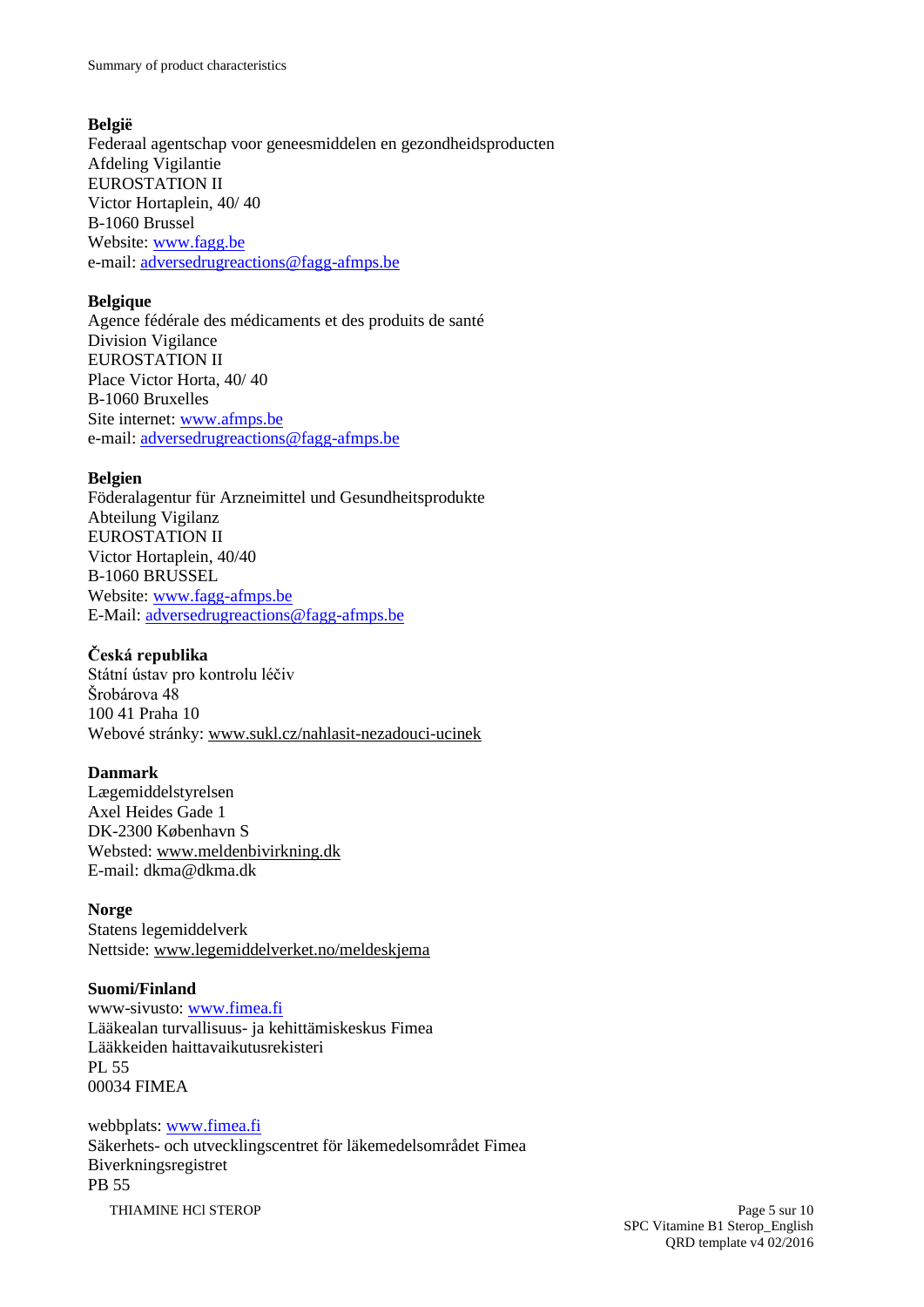**België**
Federaal agentschap voor geneesmiddelen en gezondheidsproducten
Afdeling Vigilantie
EUROSTATION II
Victor Hortaplein, 40/ 40
B-1060 Brussel
Website: www.fagg.be
e-mail: adversedrugreactions@fagg-afmps.be

**Belgique**
Agence fédérale des médicaments et des produits de santé
Division Vigilance
EUROSTATION II
Place Victor Horta, 40/ 40
B-1060 Bruxelles
Site internet: www.afmps.be
e-mail: adversedrugreactions@fagg-afmps.be

**Belgien**
Föderalagentur für Arzneimittel und Gesundheitsprodukte
Abteilung Vigilanz
EUROSTATION II
Victor Hortaplein, 40/40
B-1060 BRUSSEL
Website: www.fagg-afmps.be
E-Mail: adversedrugreactions@fagg-afmps.be

**Česká republika**
Státní ústav pro kontrolu léčiv
Šrobárova 48
100 41 Praha 10
Webové stránky: www.sukl.cz/nahlasit-nezadouci-ucinek

**Danmark**
Lægemiddelstyrelsen
Axel Heides Gade 1
DK-2300 København S
Websted: www.meldenbivirkning.dk
E-mail: dkma@dkma.dk

**Norge**
Statens legemiddelverk
Nettside: www.legemiddelverket.no/meldeskjema

**Suomi/Finland**
www-sivusto: www.fimea.fi
Lääkealan turvallisuus- ja kehittämiskeskus Fimea
Lääkkeiden haittavaikutusrekisteri
PL 55
00034 FIMEA

webbplats: www.fimea.fi
Säkerhets- och utvecklingscentret för läkemedelsområdet Fimea
Biverkningsregistret
PB 55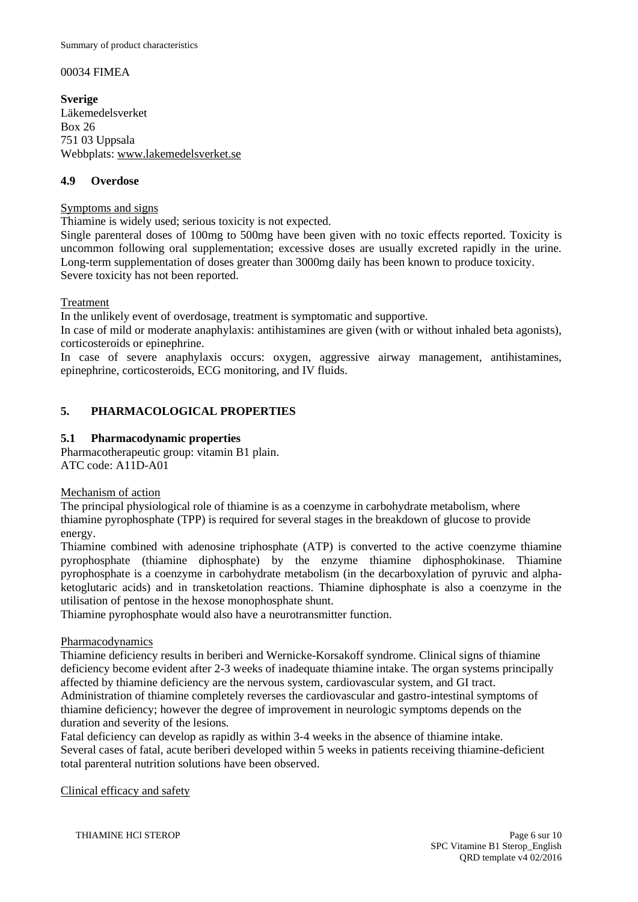00034 FIMEA

**Sverige**
Läkemedelsverket
Box 26
751 03 Uppsala
Webbplats: www.lakemedelsverket.se

### 4.9 Overdose

Symptoms and signs

Thiamine is widely used; serious toxicity is not expected.
Single parenteral doses of 100mg to 500mg have been given with no toxic effects reported. Toxicity is uncommon following oral supplementation; excessive doses are usually excreted rapidly in the urine. Long-term supplementation of doses greater than 3000mg daily has been known to produce toxicity.
Severe toxicity has not been reported.

Treatment

In the unlikely event of overdosage, treatment is symptomatic and supportive.
In case of mild or moderate anaphylaxis: antihistamines are given (with or without inhaled beta agonists), corticosteroids or epinephrine.
In case of severe anaphylaxis occurs: oxygen, aggressive airway management, antihistamines, epinephrine, corticosteroids, ECG monitoring, and IV fluids.

## 5. PHARMACOLOGICAL PROPERTIES

### 5.1 Pharmacodynamic properties

Pharmacotherapeutic group: vitamin B1 plain.
ATC code: A11D-A01

Mechanism of action

The principal physiological role of thiamine is as a coenzyme in carbohydrate metabolism, where thiamine pyrophosphate (TPP) is required for several stages in the breakdown of glucose to provide energy.
Thiamine combined with adenosine triphosphate (ATP) is converted to the active coenzyme thiamine pyrophosphate (thiamine diphosphate) by the enzyme thiamine diphosphokinase. Thiamine pyrophosphate is a coenzyme in carbohydrate metabolism (in the decarboxylation of pyruvic and alpha-ketoglutaric acids) and in transketolation reactions. Thiamine diphosphate is also a coenzyme in the utilisation of pentose in the hexose monophosphate shunt.
Thiamine pyrophosphate would also have a neurotransmitter function.

Pharmacodynamics

Thiamine deficiency results in beriberi and Wernicke-Korsakoff syndrome. Clinical signs of thiamine deficiency become evident after 2-3 weeks of inadequate thiamine intake. The organ systems principally affected by thiamine deficiency are the nervous system, cardiovascular system, and GI tract.
Administration of thiamine completely reverses the cardiovascular and gastro-intestinal symptoms of thiamine deficiency; however the degree of improvement in neurologic symptoms depends on the duration and severity of the lesions.
Fatal deficiency can develop as rapidly as within 3-4 weeks in the absence of thiamine intake.
Several cases of fatal, acute beriberi developed within 5 weeks in patients receiving thiamine-deficient total parenteral nutrition solutions have been observed.

Clinical efficacy and safety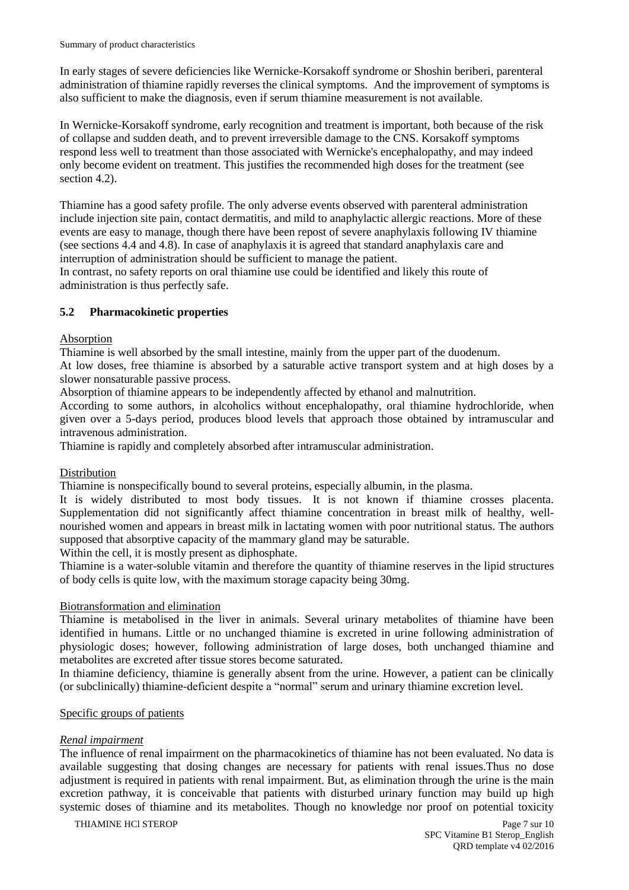In early stages of severe deficiencies like Wernicke-Korsakoff syndrome or Shoshin beriberi, parenteral administration of thiamine rapidly reverses the clinical symptoms. And the improvement of symptoms is also sufficient to make the diagnosis, even if serum thiamine measurement is not available.

In Wernicke-Korsakoff syndrome, early recognition and treatment is important, both because of the risk of collapse and sudden death, and to prevent irreversible damage to the CNS. Korsakoff symptoms respond less well to treatment than those associated with Wernicke's encephalopathy, and may indeed only become evident on treatment. This justifies the recommended high doses for the treatment (see section 4.2).

Thiamine has a good safety profile. The only adverse events observed with parenteral administration include injection site pain, contact dermatitis, and mild to anaphylactic allergic reactions. More of these events are easy to manage, though there have been repost of severe anaphylaxis following IV thiamine (see sections 4.4 and 4.8). In case of anaphylaxis it is agreed that standard anaphylaxis care and interruption of administration should be sufficient to manage the patient.
In contrast, no safety reports on oral thiamine use could be identified and likely this route of administration is thus perfectly safe.

## 5.2 Pharmacokinetic properties

Absorption

Thiamine is well absorbed by the small intestine, mainly from the upper part of the duodenum.
At low doses, free thiamine is absorbed by a saturable active transport system and at high doses by a slower nonsaturable passive process.
Absorption of thiamine appears to be independently affected by ethanol and malnutrition.
According to some authors, in alcoholics without encephalopathy, oral thiamine hydrochloride, when given over a 5-days period, produces blood levels that approach those obtained by intramuscular and intravenous administration.
Thiamine is rapidly and completely absorbed after intramuscular administration.

Distribution

Thiamine is nonspecifically bound to several proteins, especially albumin, in the plasma.
It is widely distributed to most body tissues. It is not known if thiamine crosses placenta. Supplementation did not significantly affect thiamine concentration in breast milk of healthy, well-nourished women and appears in breast milk in lactating women with poor nutritional status. The authors supposed that absorptive capacity of the mammary gland may be saturable.
Within the cell, it is mostly present as diphosphate.
Thiamine is a water-soluble vitamin and therefore the quantity of thiamine reserves in the lipid structures of body cells is quite low, with the maximum storage capacity being 30mg.

Biotransformation and elimination

Thiamine is metabolised in the liver in animals. Several urinary metabolites of thiamine have been identified in humans. Little or no unchanged thiamine is excreted in urine following administration of physiologic doses; however, following administration of large doses, both unchanged thiamine and metabolites are excreted after tissue stores become saturated.
In thiamine deficiency, thiamine is generally absent from the urine. However, a patient can be clinically (or subclinically) thiamine-deficient despite a “normal” serum and urinary thiamine excretion level.

Specific groups of patients

*Renal impairment*

The influence of renal impairment on the pharmacokinetics of thiamine has not been evaluated. No data is available suggesting that dosing changes are necessary for patients with renal issues.Thus no dose adjustment is required in patients with renal impairment. But, as elimination through the urine is the main excretion pathway, it is conceivable that patients with disturbed urinary function may build up high systemic doses of thiamine and its metabolites. Though no knowledge nor proof on potential toxicity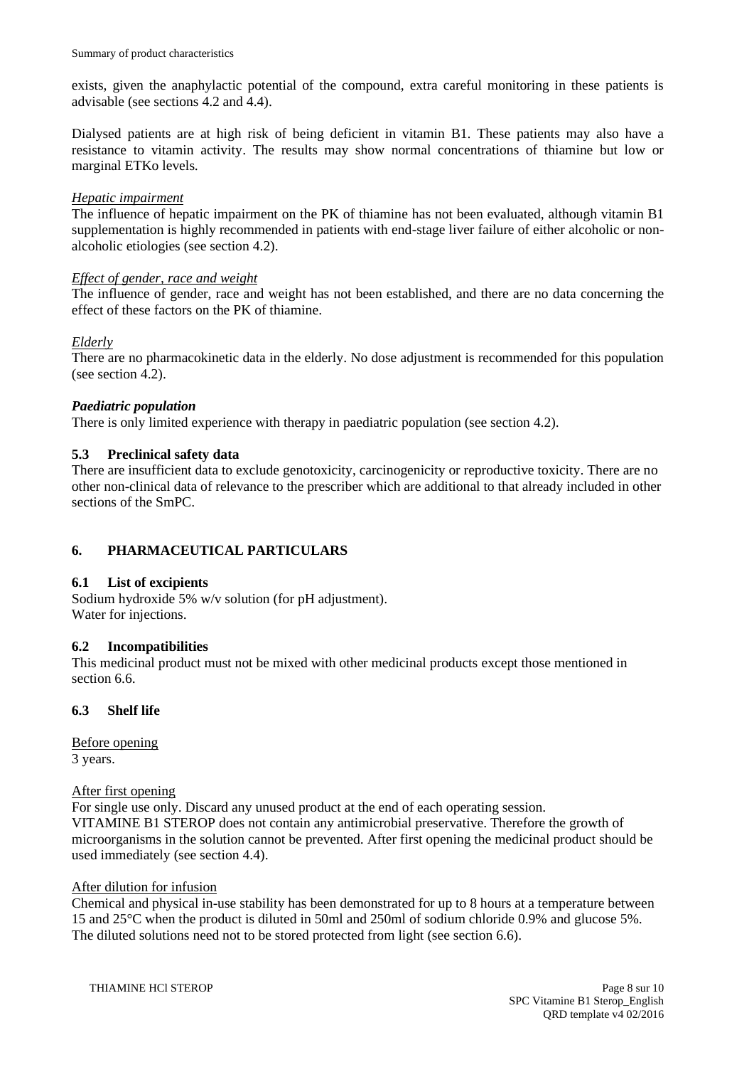exists, given the anaphylactic potential of the compound, extra careful monitoring in these patients is advisable (see sections 4.2 and 4.4).

Dialysed patients are at high risk of being deficient in vitamin B1. These patients may also have a resistance to vitamin activity. The results may show normal concentrations of thiamine but low or marginal ETKo levels.

*Hepatic impairment*

The influence of hepatic impairment on the PK of thiamine has not been evaluated, although vitamin B1 supplementation is highly recommended in patients with end-stage liver failure of either alcoholic or non-alcoholic etiologies (see section 4.2).

*Effect of gender, race and weight*

The influence of gender, race and weight has not been established, and there are no data concerning the effect of these factors on the PK of thiamine.

*Elderly*

There are no pharmacokinetic data in the elderly. No dose adjustment is recommended for this population (see section 4.2).

***Paediatric population***

There is only limited experience with therapy in paediatric population (see section 4.2).

### 5.3 Preclinical safety data

There are insufficient data to exclude genotoxicity, carcinogenicity or reproductive toxicity. There are no other non-clinical data of relevance to the prescriber which are additional to that already included in other sections of the SmPC.

## 6. PHARMACEUTICAL PARTICULARS

### 6.1 List of excipients

Sodium hydroxide 5% w/v solution (for pH adjustment).
Water for injections.

### 6.2 Incompatibilities

This medicinal product must not be mixed with other medicinal products except those mentioned in section 6.6.

### 6.3 Shelf life

Before opening

3 years.

After first opening

For single use only. Discard any unused product at the end of each operating session.
VITAMINE B1 STEROP does not contain any antimicrobial preservative. Therefore the growth of microorganisms in the solution cannot be prevented. After first opening the medicinal product should be used immediately (see section 4.4).

After dilution for infusion

Chemical and physical in-use stability has been demonstrated for up to 8 hours at a temperature between 15 and 25°C when the product is diluted in 50ml and 250ml of sodium chloride 0.9% and glucose 5%. The diluted solutions need not to be stored protected from light (see section 6.6).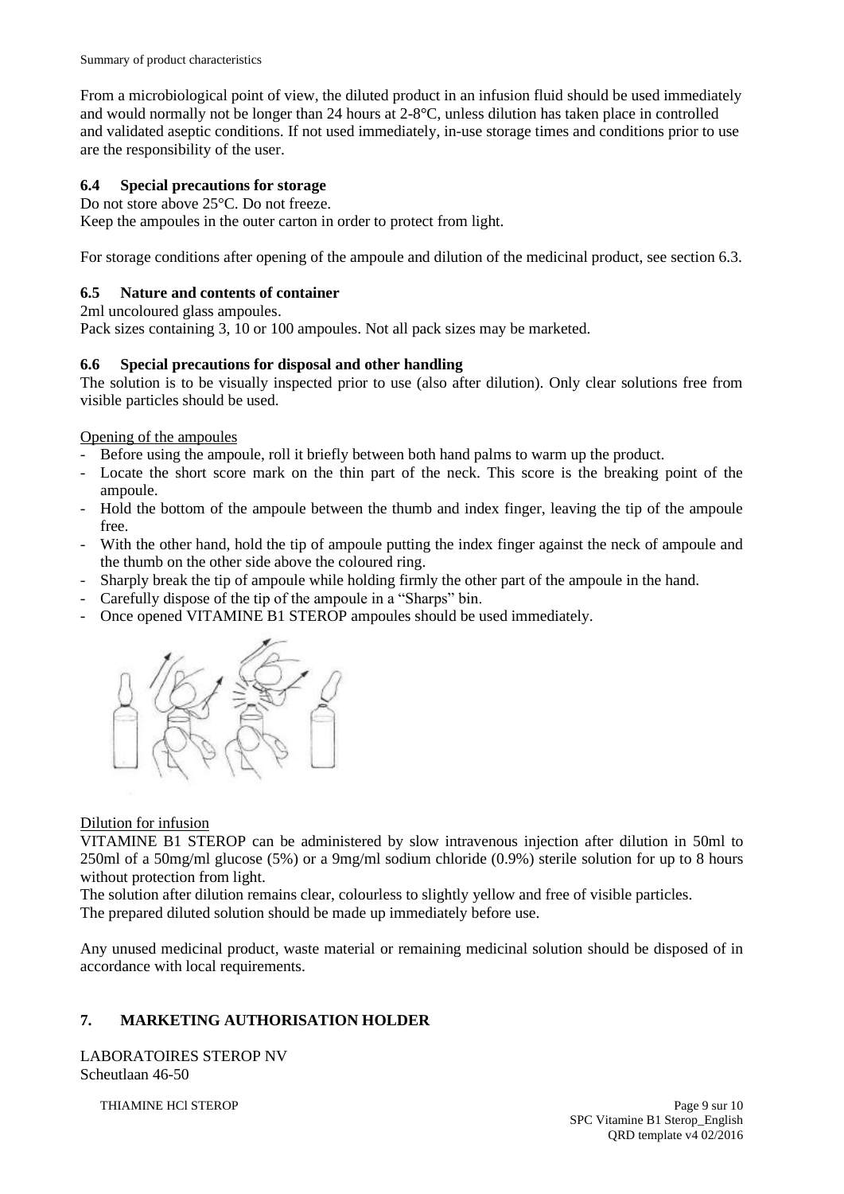From a microbiological point of view, the diluted product in an infusion fluid should be used immediately and would normally not be longer than 24 hours at 2-8°C, unless dilution has taken place in controlled and validated aseptic conditions. If not used immediately, in-use storage times and conditions prior to use are the responsibility of the user.

### 6.4 Special precautions for storage

Do not store above 25°C. Do not freeze.
Keep the ampoules in the outer carton in order to protect from light.

For storage conditions after opening of the ampoule and dilution of the medicinal product, see section 6.3.

### 6.5 Nature and contents of container

2ml uncoloured glass ampoules.
Pack sizes containing 3, 10 or 100 ampoules. Not all pack sizes may be marketed.

### 6.6 Special precautions for disposal and other handling

The solution is to be visually inspected prior to use (also after dilution). Only clear solutions free from visible particles should be used.

Opening of the ampoules

- Before using the ampoule, roll it briefly between both hand palms to warm up the product.
- Locate the short score mark on the thin part of the neck. This score is the breaking point of the ampoule.
- Hold the bottom of the ampoule between the thumb and index finger, leaving the tip of the ampoule free.
- With the other hand, hold the tip of ampoule putting the index finger against the neck of ampoule and the thumb on the other side above the coloured ring.
- Sharply break the tip of ampoule while holding firmly the other part of the ampoule in the hand.
- Carefully dispose of the tip of the ampoule in a "Sharps" bin.
- Once opened VITAMINE B1 STEROP ampoules should be used immediately.

Dilution for infusion

VITAMINE B1 STEROP can be administered by slow intravenous injection after dilution in 50ml to 250ml of a 50mg/ml glucose (5%) or a 9mg/ml sodium chloride (0.9%) sterile solution for up to 8 hours without protection from light.
The solution after dilution remains clear, colourless to slightly yellow and free of visible particles.
The prepared diluted solution should be made up immediately before use.

Any unused medicinal product, waste material or remaining medicinal solution should be disposed of in accordance with local requirements.

## 7. MARKETING AUTHORISATION HOLDER

LABORATOIRES STEROP NV
Scheutlaan 46-50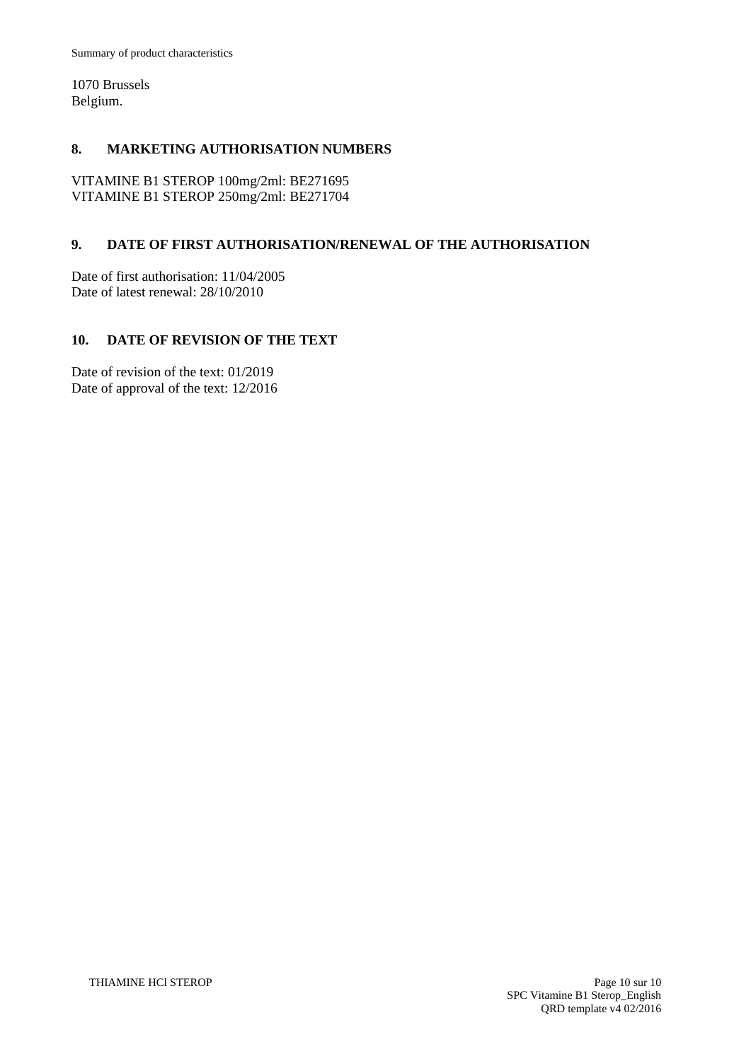1070 Brussels
Belgium.

## 8. MARKETING AUTHORISATION NUMBERS

VITAMINE B1 STEROP 100mg/2ml: BE271695
VITAMINE B1 STEROP 250mg/2ml: BE271704

## 9. DATE OF FIRST AUTHORISATION/RENEWAL OF THE AUTHORISATION

Date of first authorisation: 11/04/2005
Date of latest renewal: 28/10/2010

## 10. DATE OF REVISION OF THE TEXT

Date of revision of the text: 01/2019
Date of approval of the text: 12/2016